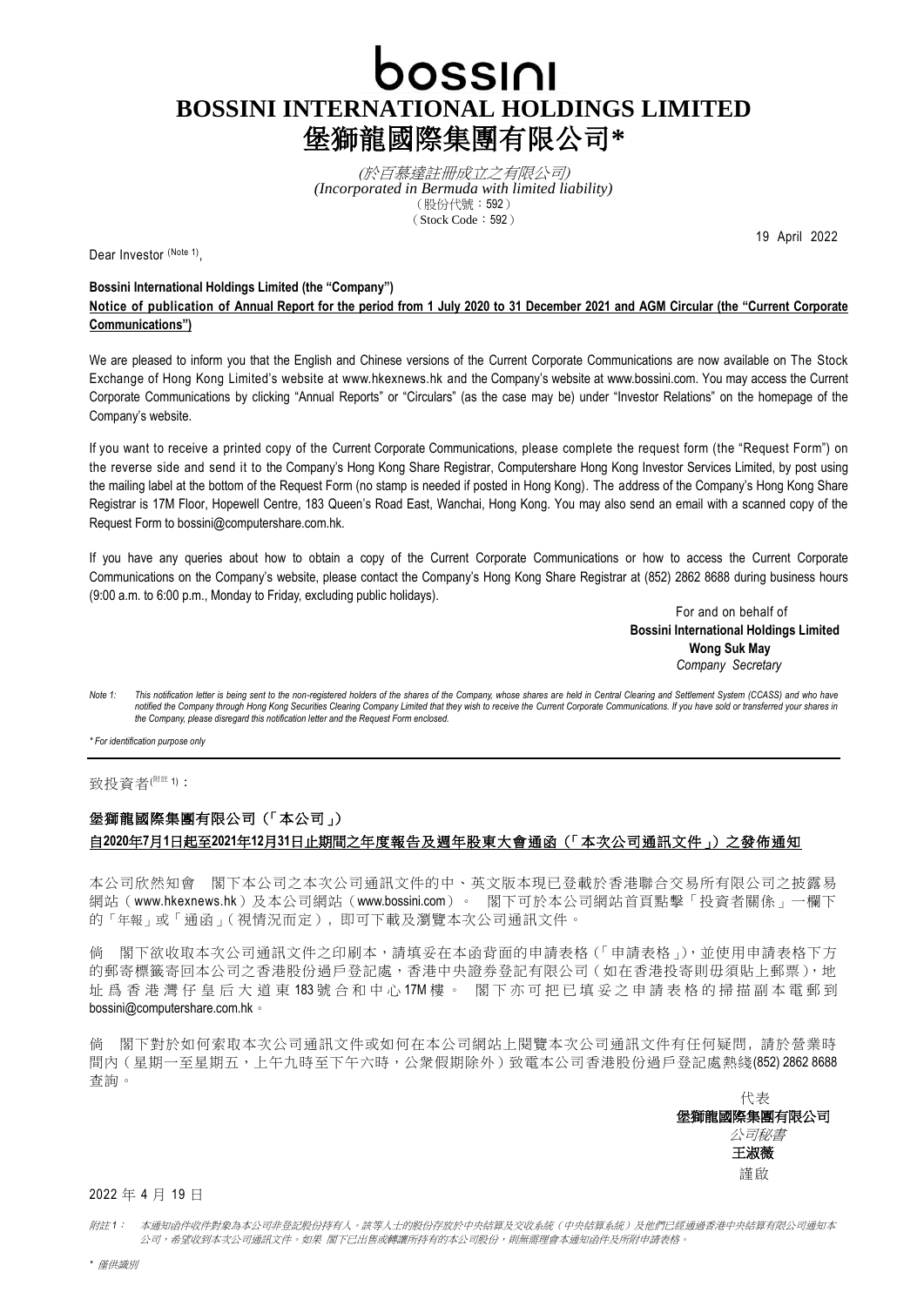# bossini

# BOSSINI INTERNATIONAL HOLDINGS LIMITED

# 堡獅龍國際集團有限公司*

*(於百慕達註冊成立之有限公司)*
*(Incorporated in Bermuda with limited liability)*
（股份代號：592）
（Stock Code：592）

19 April 2022

Dear Investor (Note 1),

**Bossini International Holdings Limited (the "Company")**

**<u>Notice of publication of Annual Report for the period from 1 July 2020 to 31 December 2021 and AGM Circular (the "Current Corporate Communications")</u>**

We are pleased to inform you that the English and Chinese versions of the Current Corporate Communications are now available on The Stock Exchange of Hong Kong Limited's website at www.hkexnews.hk and the Company's website at www.bossini.com. You may access the Current Corporate Communications by clicking "Annual Reports" or "Circulars" (as the case may be) under "Investor Relations" on the homepage of the Company's website.

If you want to receive a printed copy of the Current Corporate Communications, please complete the request form (the "Request Form") on the reverse side and send it to the Company's Hong Kong Share Registrar, Computershare Hong Kong Investor Services Limited, by post using the mailing label at the bottom of the Request Form (no stamp is needed if posted in Hong Kong). The address of the Company's Hong Kong Share Registrar is 17M Floor, Hopewell Centre, 183 Queen's Road East, Wanchai, Hong Kong. You may also send an email with a scanned copy of the Request Form to bossini@computershare.com.hk.

If you have any queries about how to obtain a copy of the Current Corporate Communications or how to access the Current Corporate Communications on the Company's website, please contact the Company's Hong Kong Share Registrar at (852) 2862 8688 during business hours (9:00 a.m. to 6:00 p.m., Monday to Friday, excluding public holidays).

For and on behalf of
**Bossini International Holdings Limited**
**Wong Suk May**
*Company Secretary*

*Note 1: This notification letter is being sent to the non-registered holders of the shares of the Company, whose shares are held in Central Clearing and Settlement System (CCASS) and who have notified the Company through Hong Kong Securities Clearing Company Limited that they wish to receive the Current Corporate Communications. If you have sold or transferred your shares in the Company, please disregard this notification letter and the Request Form enclosed.*

*\* For identification purpose only*

---

致投資者(附註 1)：

**堡獅龍國際集團有限公司（「本公司」）**

**<u>自2020年7月1日起至2021年12月31日止期間之年度報告及週年股東大會通函（「本次公司通訊文件」）之發佈通知</u>**

本公司欣然知會　閣下本公司之本次公司通訊文件的中、英文版本現已登載於香港聯合交易所有限公司之披露易網站（www.hkexnews.hk）及本公司網站（www.bossini.com）。　閣下可於本公司網站首頁點擊「投資者關係」一欄下的「年報」或「通函」(視情況而定)，即可下載及瀏覽本次公司通訊文件。

倘　閣下欲收取本次公司通訊文件之印刷本，請填妥在本函背面的申請表格(「申請表格」)，並使用申請表格下方的郵寄標籤寄回本公司之香港股份過戶登記處，香港中央證券登記有限公司(如在香港投寄則毋須貼上郵票)，地址為香港灣仔皇后大道東183號合和中心17M樓。　閣下亦可把已填妥之申請表格的掃描副本電郵到bossini@computershare.com.hk。

倘　閣下對於如何索取本次公司通訊文件或如何在本公司網站上閱覽本次公司通訊文件有任何疑問，請於營業時間內(星期一至星期五，上午九時至下午六時，公眾假期除外)致電本公司香港股份過戶登記處熱綫(852) 2862 8688查詢。

代表
**堡獅龍國際集團有限公司**
*公司秘書*
**王淑薇**
謹啟

2022 年 4 月 19 日

*附註 1： 本通知函件收件對象為本公司非登記股份持有人。該等人士的股份存放於中央結算及交收系統（中央結算系統）及他們已經通過香港中央結算有限公司通知本公司，希望收到本次公司通訊文件。如果 閣下已出售或轉讓所持有的本公司股份，則無需理會本通知函件及所附申請表格。*

*\* 僅供識別*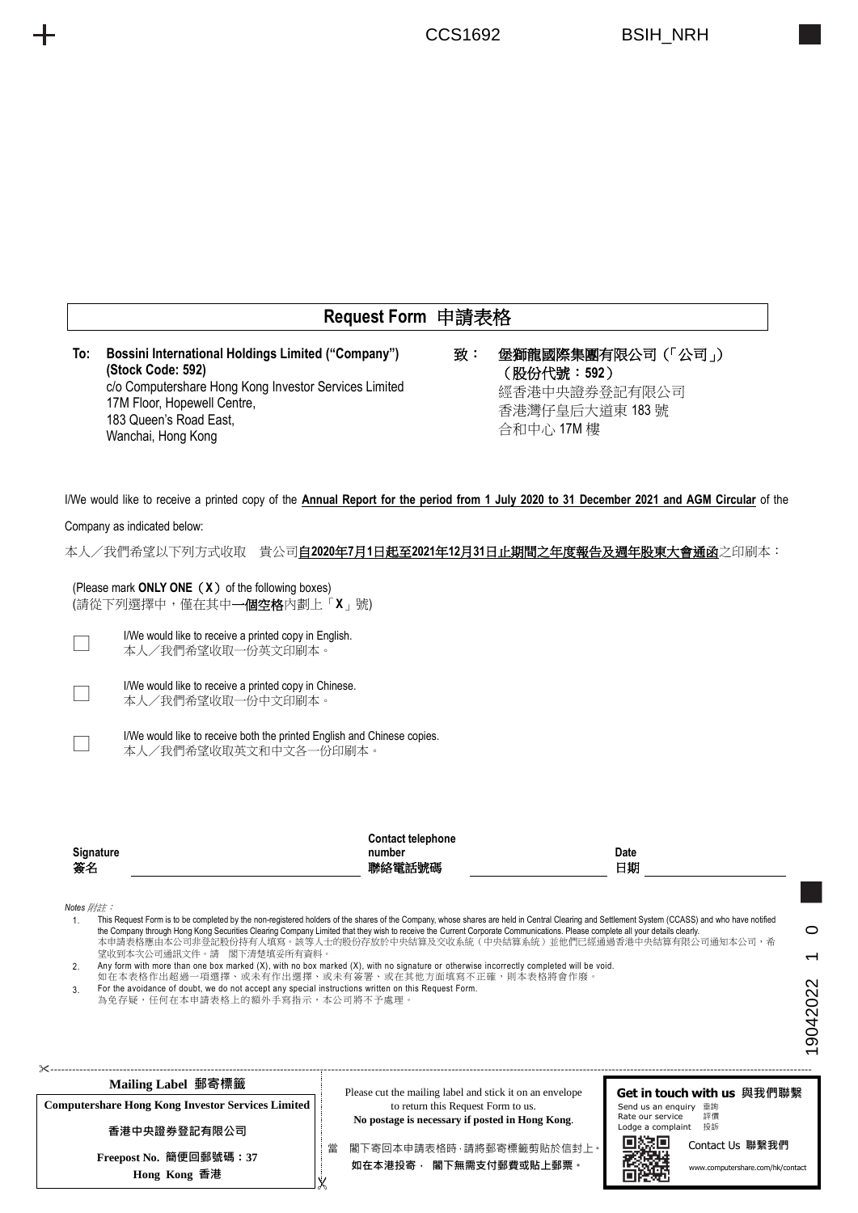# Request Form 申請表格

**To: Bossini International Holdings Limited ("Company") (Stock Code: 592)**
c/o Computershare Hong Kong Investor Services Limited
17M Floor, Hopewell Centre,
183 Queen's Road East,
Wanchai, Hong Kong

**致： 堡獅龍國際集團有限公司（「公司」）（股份代號：592）**
經香港中央證券登記有限公司
香港灣仔皇后大道東 183 號
合和中心 17M 樓

I/We would like to receive a printed copy of the **Annual Report for the period from 1 July 2020 to 31 December 2021 and AGM Circular** of the Company as indicated below:

本人／我們希望以下列方式收取 貴公司**自2020年7月1日起至2021年12月31日止期間之年度報告及週年股東大會通函**之印刷本：

(Please mark **ONLY ONE**（**X**）of the following boxes)
(請從下列選擇中，僅在其中**一個空格**內劃上「**X**」號)

☐ I/We would like to receive a printed copy in English.
本人／我們希望收取一份英文印刷本。

☐ I/We would like to receive a printed copy in Chinese.
本人／我們希望收取一份中文印刷本。

☐ I/We would like to receive both the printed English and Chinese copies.
本人／我們希望收取英文和中文各一份印刷本。

**Signature 簽名** ____________________ **Contact telephone number 聯絡電話號碼** ____________________ **Date 日期** ____________________

*Notes 附註：*

1. This Request Form is to be completed by the non-registered holders of the shares of the Company, whose shares are held in Central Clearing and Settlement System (CCASS) and who have notified the Company through Hong Kong Securities Clearing Company Limited that they wish to receive the Current Corporate Communications. Please complete all your details clearly.
本申請表格應由本公司非登記股份持有人填寫。該等人士的股份存放於中央結算及交收系統（中央結算系統）並他們已經通過香港中央結算有限公司通知本公司，希望收到本次公司通訊文件。請 閣下清楚填妥所有資料。
2. Any form with more than one box marked (X), with no box marked (X), with no signature or otherwise incorrectly completed will be void.
如在本表格作出超過一項選擇、或未有作出選擇、或未有簽署、或在其他方面填寫不正確，則本表格將會作廢。
3. For the avoidance of doubt, we do not accept any special instructions written on this Request Form.
為免存疑，任何在本申請表格上的額外手寫指示，本公司將不予處理。

**Mailing Label 郵寄標籤**

**Computershare Hong Kong Investor Services Limited**

**香港中央證券登記有限公司**

**Freepost No. 簡便回郵號碼：37**

**Hong Kong 香港**

Please cut the mailing label and stick it on an envelope to return this Request Form to us.
**No postage is necessary if posted in Hong Kong.**

當 閣下寄回本申請表格時，請將郵寄標籤剪貼於信封上。
**如在本港投寄， 閣下無需支付郵費或貼上郵票。**

**Get in touch with us 與我們聯繫**
Send us an enquiry 查詢
Rate our service 評價
Lodge a complaint 投訴
Contact Us 聯繫我們
www.computershare.com/hk/contact